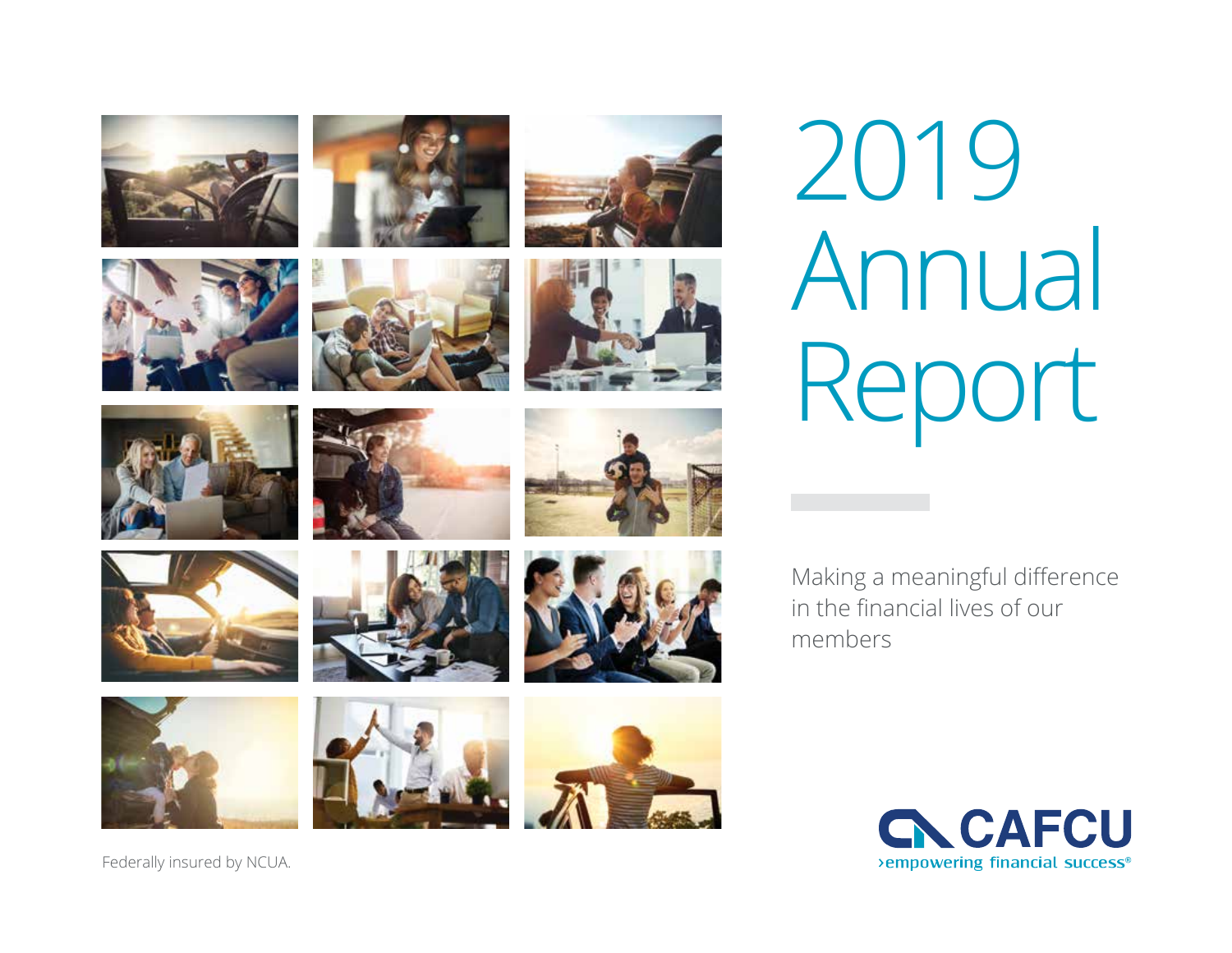# 2019 Annual Report

Making a meaningful difference in the financial lives of our members

CAFCU
›empowering financial success®

Federally insured by NCUA.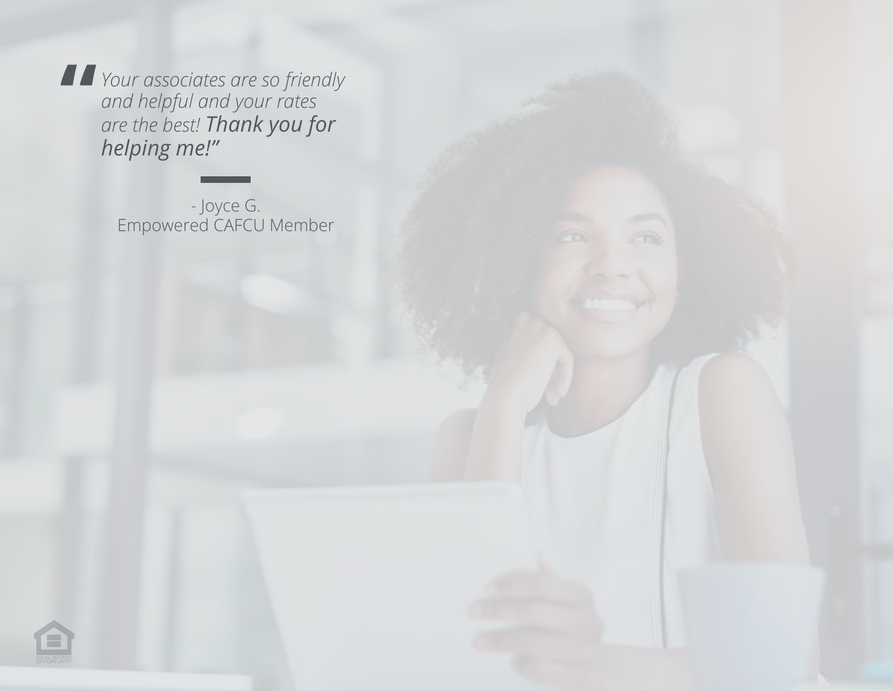> *Your associates are so friendly and helpful and your rates are the best! **Thank you for helping me!**"*

- Joyce G.
Empowered CAFCU Member

EQUAL HOUSING OPPORTUNITY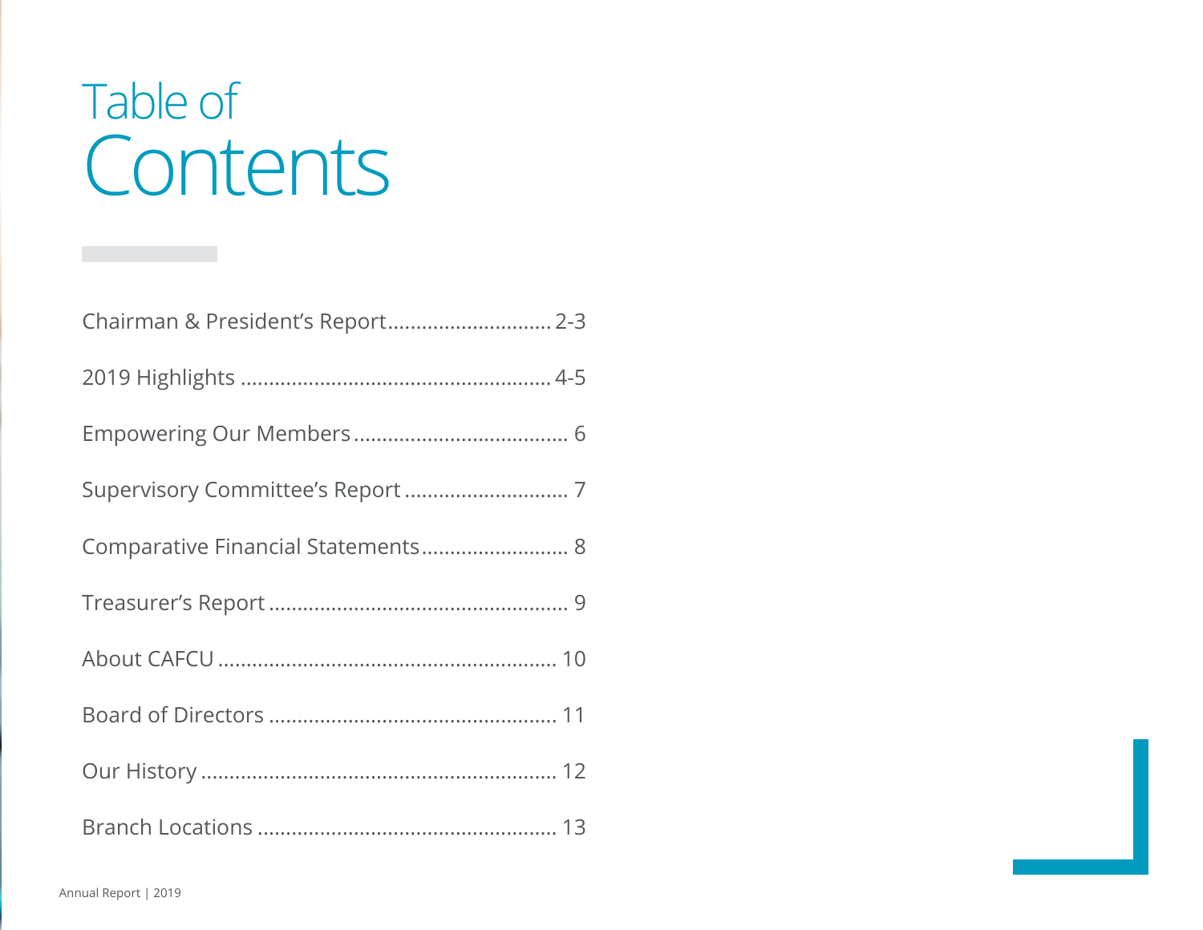# Table of Contents

Chairman & President's Report ........................... 2-3

2019 Highlights ........................................................ 4-5

Empowering Our Members ..................................... 6

Supervisory Committee's Report ............................ 7

Comparative Financial Statements ......................... 8

Treasurer's Report .................................................... 9

About CAFCU ......................................................... 10

Board of Directors ................................................. 11

Our History ............................................................ 12

Branch Locations ................................................... 13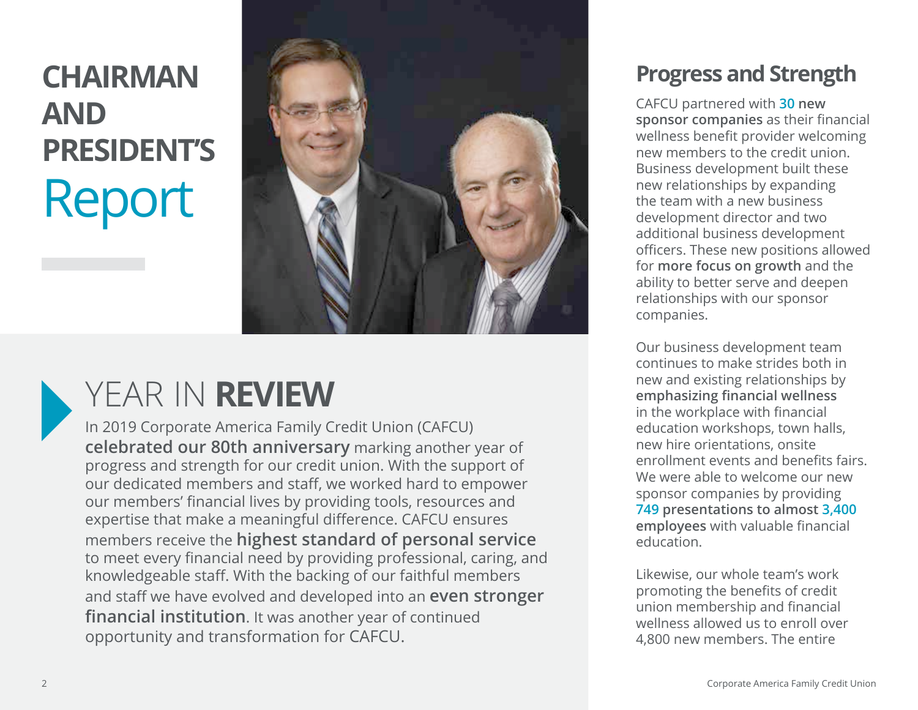# CHAIRMAN AND PRESIDENT'S Report

## YEAR IN **REVIEW**

In 2019 Corporate America Family Credit Union (CAFCU) **celebrated our 80th anniversary** marking another year of progress and strength for our credit union. With the support of our dedicated members and staff, we worked hard to empower our members' financial lives by providing tools, resources and expertise that make a meaningful difference. CAFCU ensures members receive the **highest standard of personal service** to meet every financial need by providing professional, caring, and knowledgeable staff. With the backing of our faithful members and staff we have evolved and developed into an **even stronger financial institution**. It was another year of continued opportunity and transformation for CAFCU.

## Progress and Strength

CAFCU partnered with **30 new sponsor companies** as their financial wellness benefit provider welcoming new members to the credit union. Business development built these new relationships by expanding the team with a new business development director and two additional business development officers. These new positions allowed for **more focus on growth** and the ability to better serve and deepen relationships with our sponsor companies.

Our business development team continues to make strides both in new and existing relationships by **emphasizing financial wellness** in the workplace with financial education workshops, town halls, new hire orientations, onsite enrollment events and benefits fairs. We were able to welcome our new sponsor companies by providing **749 presentations to almost 3,400 employees** with valuable financial education.

Likewise, our whole team's work promoting the benefits of credit union membership and financial wellness allowed us to enroll over 4,800 new members. The entire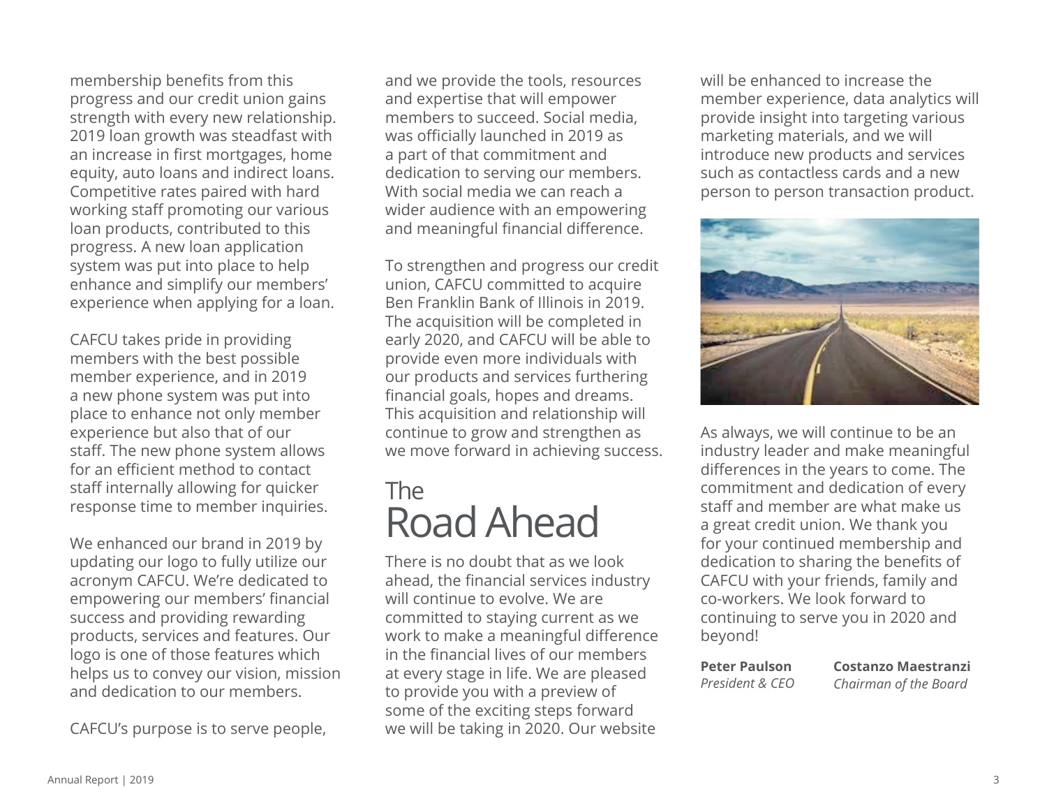membership benefits from this progress and our credit union gains strength with every new relationship. 2019 loan growth was steadfast with an increase in first mortgages, home equity, auto loans and indirect loans. Competitive rates paired with hard working staff promoting our various loan products, contributed to this progress. A new loan application system was put into place to help enhance and simplify our members' experience when applying for a loan.

CAFCU takes pride in providing members with the best possible member experience, and in 2019 a new phone system was put into place to enhance not only member experience but also that of our staff. The new phone system allows for an efficient method to contact staff internally allowing for quicker response time to member inquiries.

We enhanced our brand in 2019 by updating our logo to fully utilize our acronym CAFCU. We're dedicated to empowering our members' financial success and providing rewarding products, services and features. Our logo is one of those features which helps us to convey our vision, mission and dedication to our members.

CAFCU's purpose is to serve people, and we provide the tools, resources and expertise that will empower members to succeed. Social media, was officially launched in 2019 as a part of that commitment and dedication to serving our members. With social media we can reach a wider audience with an empowering and meaningful financial difference.

To strengthen and progress our credit union, CAFCU committed to acquire Ben Franklin Bank of Illinois in 2019. The acquisition will be completed in early 2020, and CAFCU will be able to provide even more individuals with our products and services furthering financial goals, hopes and dreams. This acquisition and relationship will continue to grow and strengthen as we move forward in achieving success.

# The Road Ahead

There is no doubt that as we look ahead, the financial services industry will continue to evolve. We are committed to staying current as we work to make a meaningful difference in the financial lives of our members at every stage in life. We are pleased to provide you with a preview of some of the exciting steps forward we will be taking in 2020. Our website will be enhanced to increase the member experience, data analytics will provide insight into targeting various marketing materials, and we will introduce new products and services such as contactless cards and a new person to person transaction product.

As always, we will continue to be an industry leader and make meaningful differences in the years to come. The commitment and dedication of every staff and member are what make us a great credit union. We thank you for your continued membership and dedication to sharing the benefits of CAFCU with your friends, family and co-workers. We look forward to continuing to serve you in 2020 and beyond!

**Peter Paulson**
*President & CEO*

**Costanzo Maestranzi**
*Chairman of the Board*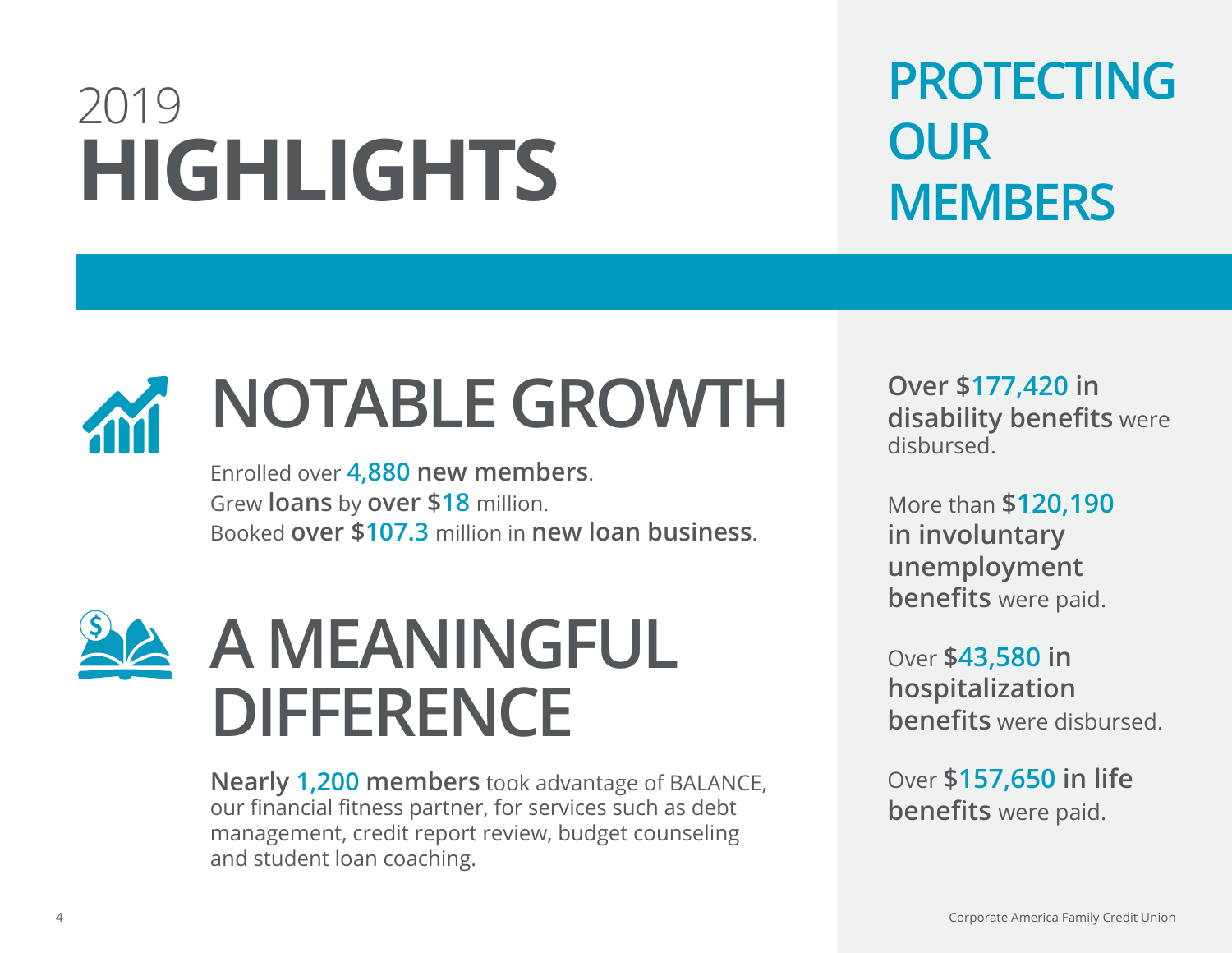# 2019 HIGHLIGHTS

# PROTECTING OUR MEMBERS

## NOTABLE GROWTH

Enrolled over **4,880 new members**.
Grew **loans** by **over $18** million.
Booked **over $107.3** million in **new loan business**.

## A MEANINGFUL DIFFERENCE

**Nearly 1,200 members** took advantage of BALANCE, our financial fitness partner, for services such as debt management, credit report review, budget counseling and student loan coaching.

**Over $177,420 in disability benefits** were disbursed.

More than **$120,190 in involuntary unemployment benefits** were paid.

Over **$43,580 in hospitalization benefits** were disbursed.

Over **$157,650 in life benefits** were paid.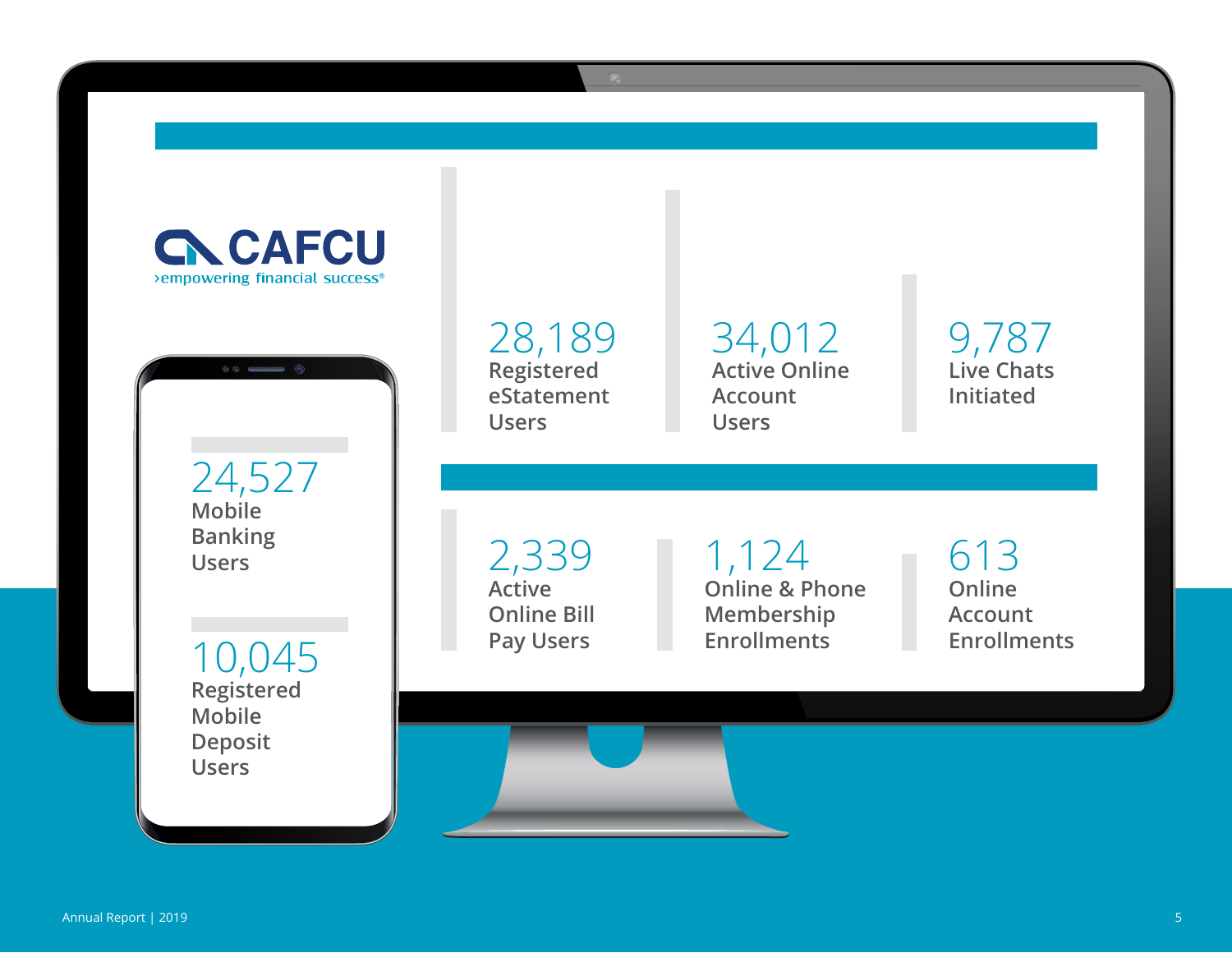CAFCU

›empowering financial success®

24,527
Mobile Banking Users

10,045
Registered Mobile Deposit Users

28,189
Registered eStatement Users

34,012
Active Online Account Users

9,787
Live Chats Initiated

2,339
Active Online Bill Pay Users

1,124
Online & Phone Membership Enrollments

613
Online Account Enrollments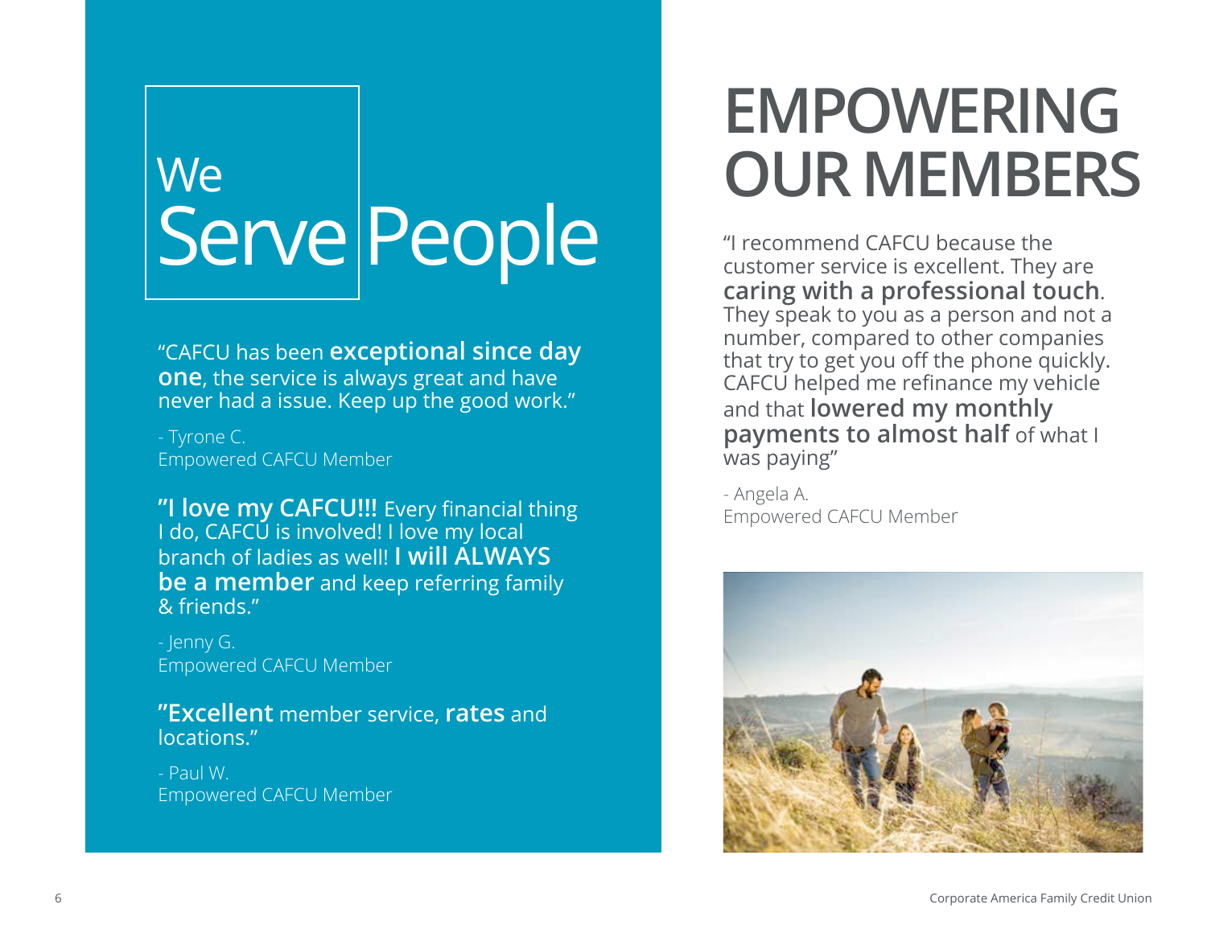# We Serve People

"CAFCU has been **exceptional since day one**, the service is always great and have never had a issue. Keep up the good work."

- Tyrone C.
Empowered CAFCU Member

**"I love my CAFCU!!!** Every financial thing I do, CAFCU is involved! I love my local branch of ladies as well! **I will ALWAYS be a member** and keep referring family & friends."

- Jenny G.
Empowered CAFCU Member

**"Excellent** member service, **rates** and locations."

- Paul W.
Empowered CAFCU Member

# EMPOWERING OUR MEMBERS

"I recommend CAFCU because the customer service is excellent. They are **caring with a professional touch**. They speak to you as a person and not a number, compared to other companies that try to get you off the phone quickly. CAFCU helped me refinance my vehicle and that **lowered my monthly payments to almost half** of what I was paying"

- Angela A.
Empowered CAFCU Member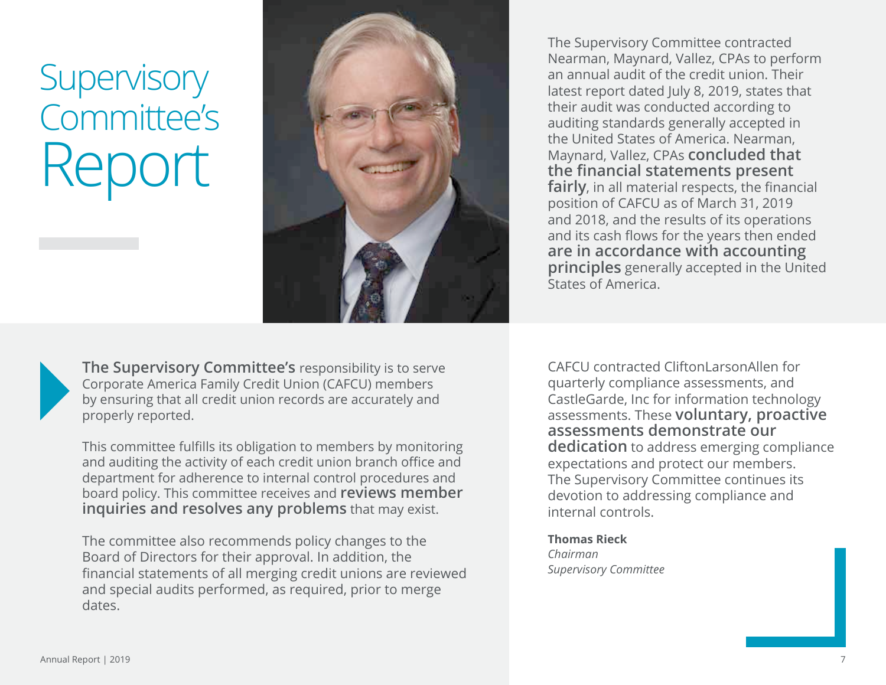# Supervisory Committee's Report

The Supervisory Committee contracted Nearman, Maynard, Vallez, CPAs to perform an annual audit of the credit union. Their latest report dated July 8, 2019, states that their audit was conducted according to auditing standards generally accepted in the United States of America. Nearman, Maynard, Vallez, CPAs **concluded that the financial statements present fairly**, in all material respects, the financial position of CAFCU as of March 31, 2019 and 2018, and the results of its operations and its cash flows for the years then ended **are in accordance with accounting principles** generally accepted in the United States of America.

**The Supervisory Committee's** responsibility is to serve Corporate America Family Credit Union (CAFCU) members by ensuring that all credit union records are accurately and properly reported.

This committee fulfills its obligation to members by monitoring and auditing the activity of each credit union branch office and department for adherence to internal control procedures and board policy. This committee receives and **reviews member inquiries and resolves any problems** that may exist.

The committee also recommends policy changes to the Board of Directors for their approval. In addition, the financial statements of all merging credit unions are reviewed and special audits performed, as required, prior to merge dates.

CAFCU contracted CliftonLarsonAllen for quarterly compliance assessments, and CastleGarde, Inc for information technology assessments. These **voluntary, proactive assessments demonstrate our dedication** to address emerging compliance expectations and protect our members. The Supervisory Committee continues its devotion to addressing compliance and internal controls.

**Thomas Rieck**
*Chairman*
*Supervisory Committee*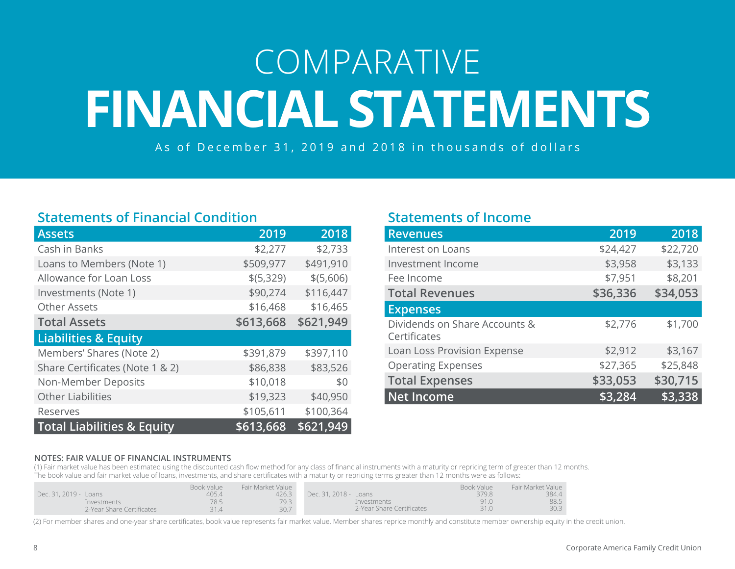# COMPARATIVE FINANCIAL STATEMENTS

As of December 31, 2019 and 2018 in thousands of dollars

## Statements of Financial Condition

| Assets | 2019 | 2018 |
|---|---|---|
| Cash in Banks | $2,277 | $2,733 |
| Loans to Members (Note 1) | $509,977 | $491,910 |
| Allowance for Loan Loss | $(5,329) | $(5,606) |
| Investments (Note 1) | $90,274 | $116,447 |
| Other Assets | $16,468 | $16,465 |
| **Total Assets** | **$613,668** | **$621,949** |
| **Liabilities & Equity** | | |
| Members' Shares (Note 2) | $391,879 | $397,110 |
| Share Certificates (Note 1 & 2) | $86,838 | $83,526 |
| Non-Member Deposits | $10,018 | $0 |
| Other Liabilities | $19,323 | $40,950 |
| Reserves | $105,611 | $100,364 |
| **Total Liabilities & Equity** | **$613,668** | **$621,949** |

## Statements of Income

| Revenues | 2019 | 2018 |
|---|---|---|
| Interest on Loans | $24,427 | $22,720 |
| Investment Income | $3,958 | $3,133 |
| Fee Income | $7,951 | $8,201 |
| **Total Revenues** | **$36,336** | **$34,053** |
| **Expenses** | | |
| Dividends on Share Accounts & Certificates | $2,776 | $1,700 |
| Loan Loss Provision Expense | $2,912 | $3,167 |
| Operating Expenses | $27,365 | $25,848 |
| **Total Expenses** | **$33,053** | **$30,715** |
| **Net Income** | **$3,284** | **$3,338** |

**NOTES: FAIR VALUE OF FINANCIAL INSTRUMENTS**

(1) Fair market value has been estimated using the discounted cash flow method for any class of financial instruments with a maturity or repricing term of greater than 12 months. The book value and fair market value of loans, investments, and share certificates with a maturity or repricing terms greater than 12 months were as follows:

| | | Book Value | Fair Market Value |
|---|---|---|---|
| Dec. 31, 2019 - | Loans | 405.4 | 426.3 |
| | Investments | 78.5 | 79.3 |
| | 2-Year Share Certificates | 31.4 | 30.7 |

| | | Book Value | Fair Market Value |
|---|---|---|---|
| Dec. 31, 2018 - | Loans | 379.8 | 384.4 |
| | Investments | 91.0 | 88.5 |
| | 2-Year Share Certificates | 31.0 | 30.3 |

(2) For member shares and one-year share certificates, book value represents fair market value. Member shares reprice monthly and constitute member ownership equity in the credit union.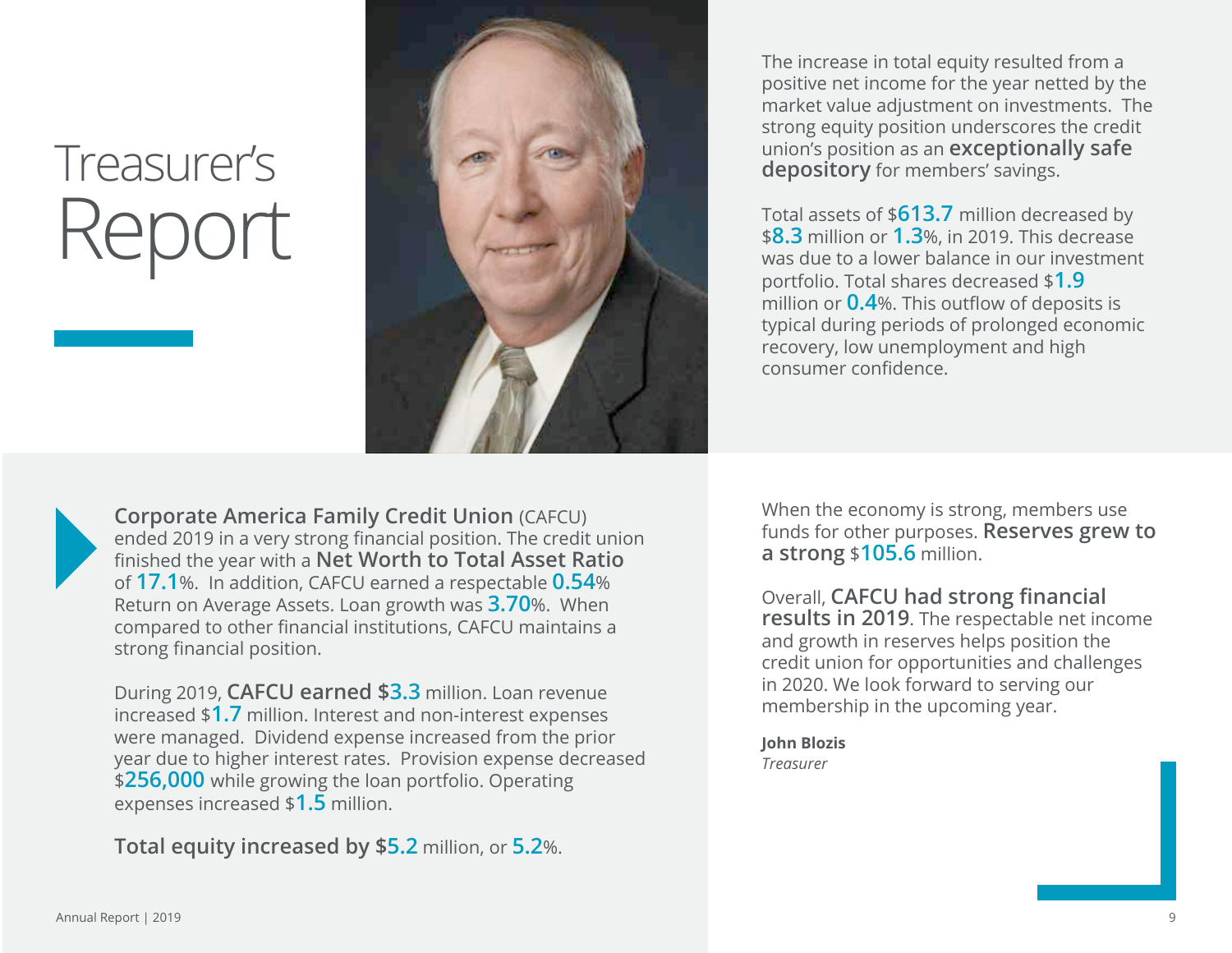# Treasurer's Report

**Corporate America Family Credit Union** (CAFCU) ended 2019 in a very strong financial position. The credit union finished the year with a **Net Worth to Total Asset Ratio** of **17.1**%. In addition, CAFCU earned a respectable **0.54**% Return on Average Assets. Loan growth was **3.70**%. When compared to other financial institutions, CAFCU maintains a strong financial position.

During 2019, **CAFCU earned $3.3** million. Loan revenue increased $**1.7** million. Interest and non-interest expenses were managed. Dividend expense increased from the prior year due to higher interest rates. Provision expense decreased $**256,000** while growing the loan portfolio. Operating expenses increased $**1.5** million.

**Total equity increased by $5.2** million, or **5.2**%.

The increase in total equity resulted from a positive net income for the year netted by the market value adjustment on investments. The strong equity position underscores the credit union's position as an **exceptionally safe depository** for members' savings.

Total assets of $**613.7** million decreased by $**8.3** million or **1.3**%, in 2019. This decrease was due to a lower balance in our investment portfolio. Total shares decreased $**1.9** million or **0.4**%. This outflow of deposits is typical during periods of prolonged economic recovery, low unemployment and high consumer confidence.

When the economy is strong, members use funds for other purposes. **Reserves grew to a strong** $**105.6** million.

Overall, **CAFCU had strong financial results in 2019**. The respectable net income and growth in reserves helps position the credit union for opportunities and challenges in 2020. We look forward to serving our membership in the upcoming year.

**John Blozis**
*Treasurer*

Annual Report | 2019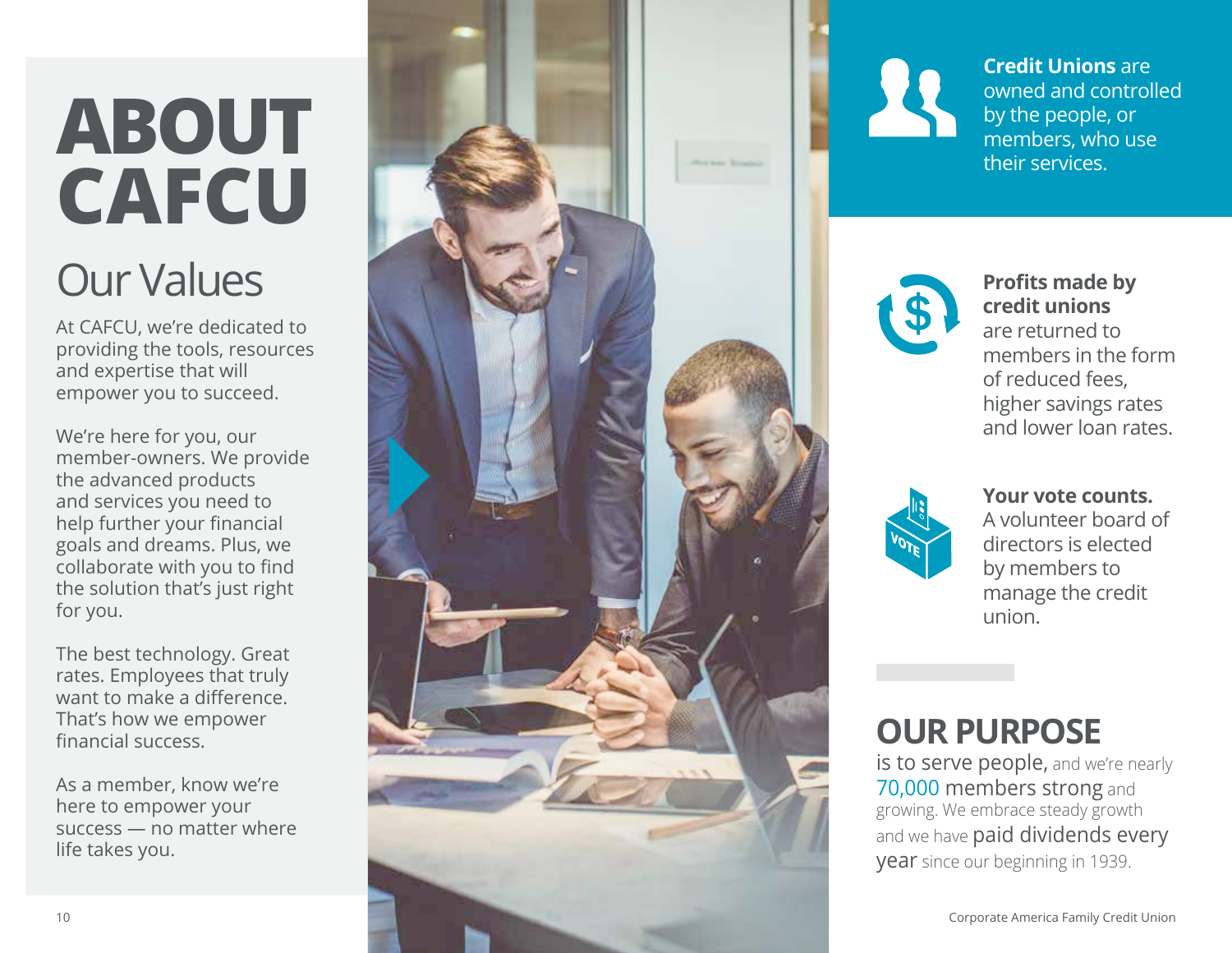# ABOUT CAFCU

## Our Values

At CAFCU, we're dedicated to providing the tools, resources and expertise that will empower you to succeed.

We're here for you, our member-owners. We provide the advanced products and services you need to help further your financial goals and dreams. Plus, we collaborate with you to find the solution that's just right for you.

The best technology. Great rates. Employees that truly want to make a difference. That's how we empower financial success.

As a member, know we're here to empower your success — no matter where life takes you.

**Credit Unions** are owned and controlled by the people, or members, who use their services.

**Profits made by credit unions** are returned to members in the form of reduced fees, higher savings rates and lower loan rates.

**Your vote counts.** A volunteer board of directors is elected by members to manage the credit union.

## OUR PURPOSE

is to serve people, and we're nearly 70,000 members strong and growing. We embrace steady growth and we have paid dividends every year since our beginning in 1939.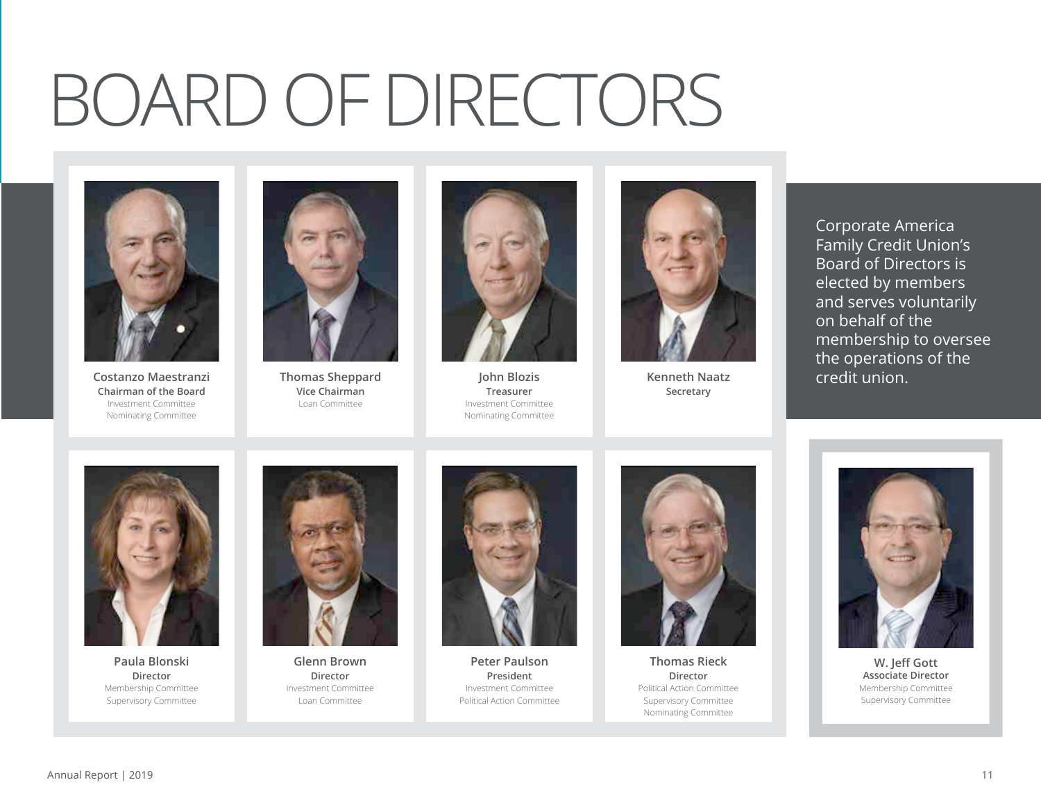# BOARD OF DIRECTORS

Corporate America Family Credit Union's Board of Directors is elected by members and serves voluntarily on behalf of the membership to oversee the operations of the credit union.

**Costanzo Maestranzi**
**Chairman of the Board**
Investment Committee
Nominating Committee

**Thomas Sheppard**
**Vice Chairman**
Loan Committee

**John Blozis**
**Treasurer**
Investment Committee
Nominating Committee

**Kenneth Naatz**
**Secretary**

**Paula Blonski**
**Director**
Membership Committee
Supervisory Committee

**Glenn Brown**
**Director**
Investment Committee
Loan Committee

**Peter Paulson**
**President**
Investment Committee
Political Action Committee

**Thomas Rieck**
**Director**
Political Action Committee
Supervisory Committee
Nominating Committee

**W. Jeff Gott**
**Associate Director**
Membership Committee
Supervisory Committee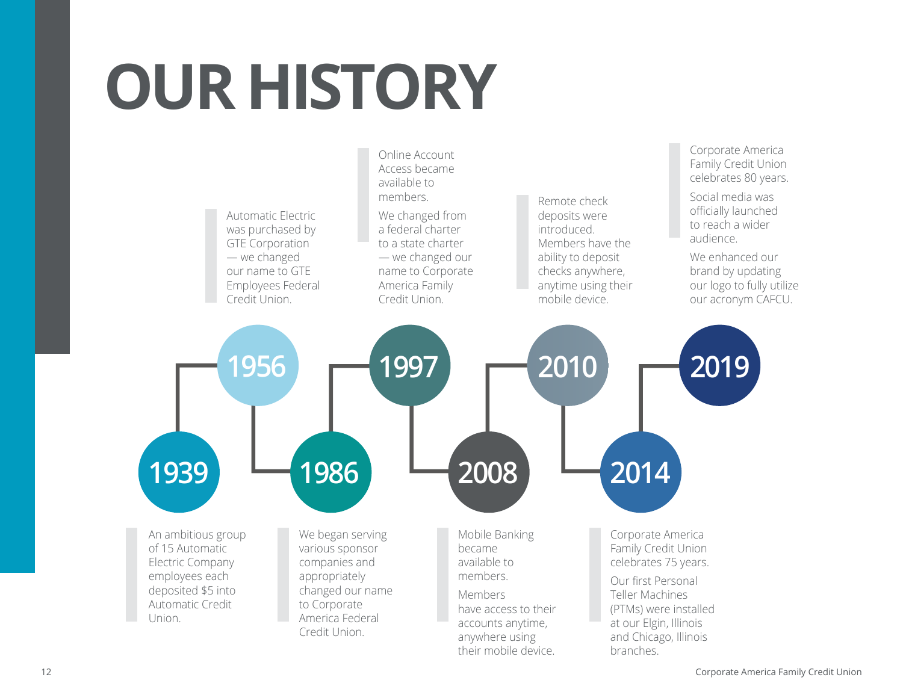# OUR HISTORY

**1939**

An ambitious group of 15 Automatic Electric Company employees each deposited $5 into Automatic Credit Union.

**1956**

Automatic Electric was purchased by GTE Corporation — we changed our name to GTE Employees Federal Credit Union.

**1986**

We began serving various sponsor companies and appropriately changed our name to Corporate America Federal Credit Union.

**1997**

Online Account Access became available to members.

We changed from a federal charter to a state charter — we changed our name to Corporate America Family Credit Union.

**2008**

Mobile Banking became available to members.

Members have access to their accounts anytime, anywhere using their mobile device.

**2010**

Remote check deposits were introduced. Members have the ability to deposit checks anywhere, anytime using their mobile device.

**2014**

Corporate America Family Credit Union celebrates 75 years.

Our first Personal Teller Machines (PTMs) were installed at our Elgin, Illinois and Chicago, Illinois branches.

**2019**

Corporate America Family Credit Union celebrates 80 years.

Social media was officially launched to reach a wider audience.

We enhanced our brand by updating our logo to fully utilize our acronym CAFCU.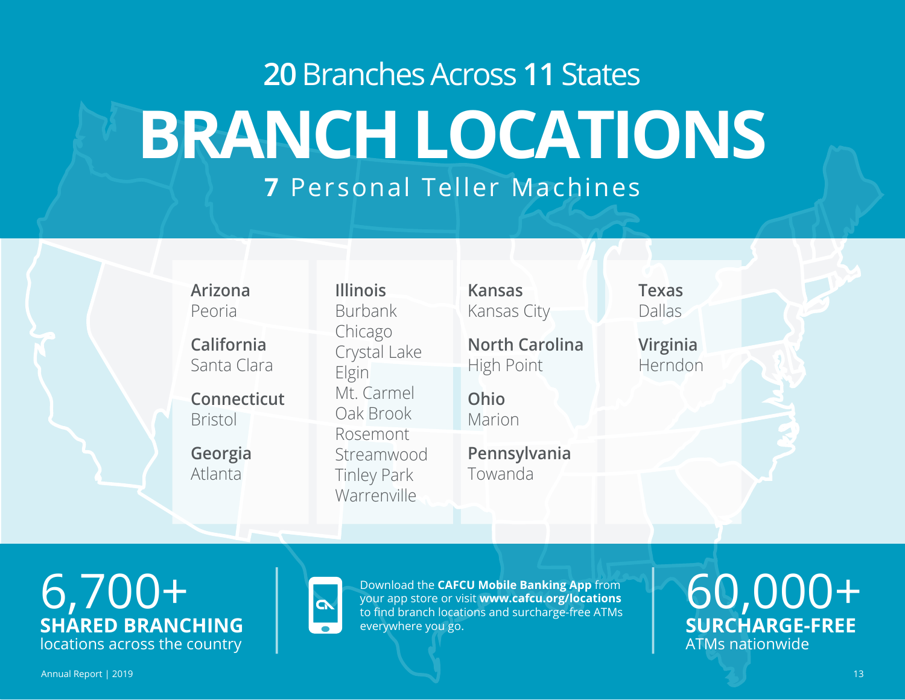## 20 Branches Across 11 States

# BRANCH LOCATIONS

### 7 Personal Teller Machines

**Arizona**
Peoria

**California**
Santa Clara

**Connecticut**
Bristol

**Georgia**
Atlanta

**Illinois**
Burbank
Chicago
Crystal Lake
Elgin
Mt. Carmel
Oak Brook
Rosemont
Streamwood
Tinley Park
Warrenville

**Kansas**
Kansas City

**North Carolina**
High Point

**Ohio**
Marion

**Pennsylvania**
Towanda

**Texas**
Dallas

**Virginia**
Herndon

6,700+
**SHARED BRANCHING**
locations across the country

Download the **CAFCU Mobile Banking App** from your app store or visit **www.cafcu.org/locations** to find branch locations and surcharge-free ATMs everywhere you go.

60,000+
**SURCHARGE-FREE**
ATMs nationwide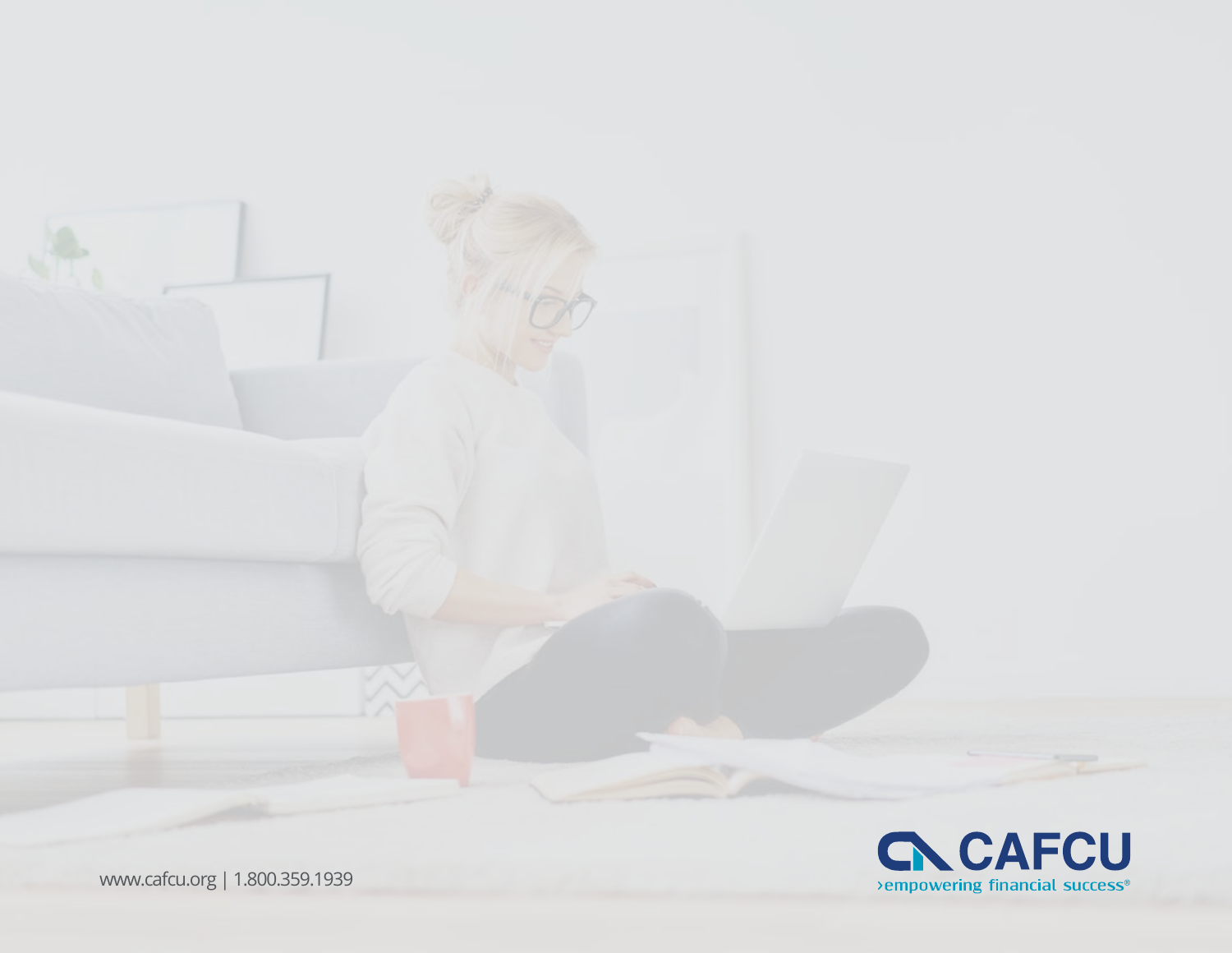www.cafcu.org | 1.800.359.1939

CAFCU

›empowering financial success®